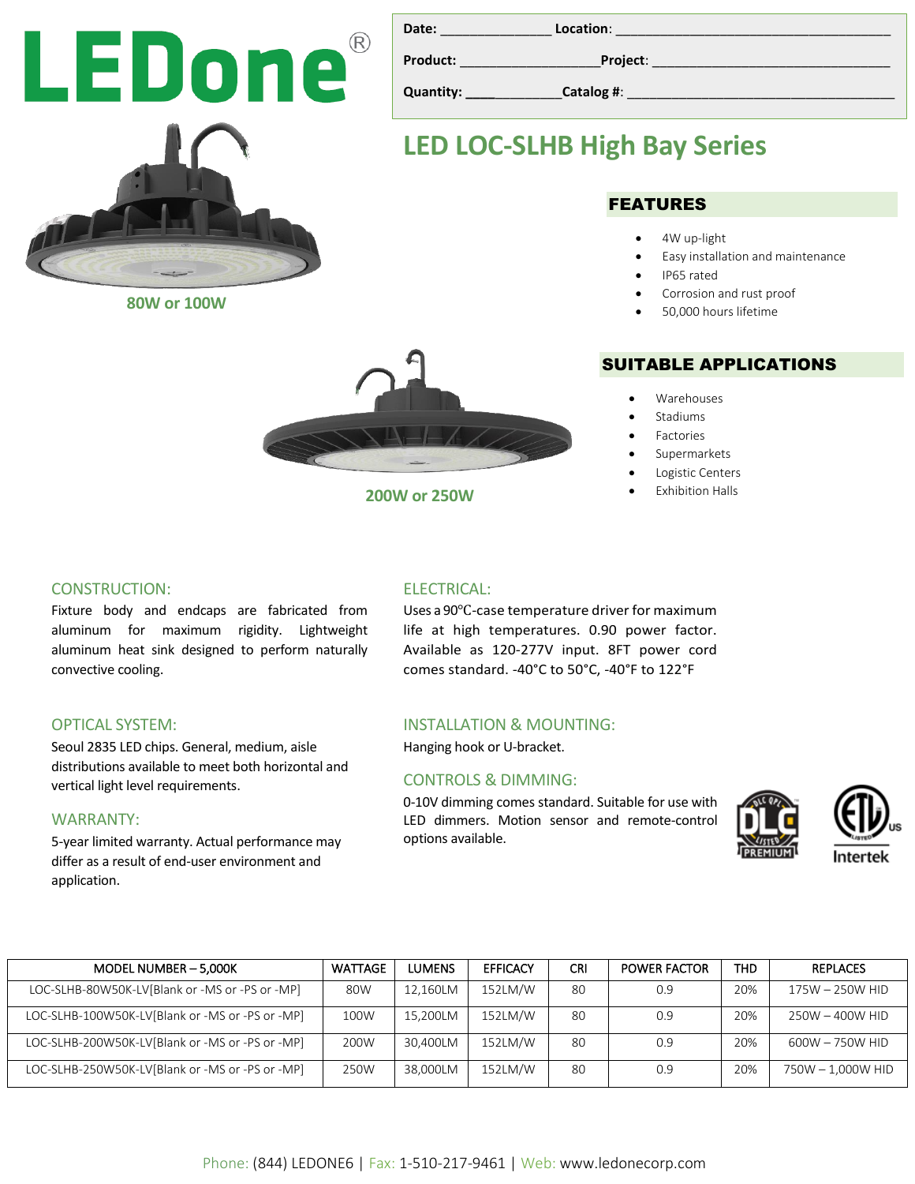LEDone®

**Date:** _______________ **Location**: _______________________________________

**Product:** ___________________ **Project**: ___________________________________

**Quantity:** ____________ **Catalog #**: ______________________________________

# LED LOC-SLHB High Bay Series

80W or 100W

200W or 250W

## FEATURES

- 4W up-light
- Easy installation and maintenance
- IP65 rated
- Corrosion and rust proof
- 50,000 hours lifetime

## SUITABLE APPLICATIONS

- Warehouses
- Stadiums
- Factories
- Supermarkets
- Logistic Centers
- Exhibition Halls

### CONSTRUCTION:

Fixture body and endcaps are fabricated from aluminum for maximum rigidity. Lightweight aluminum heat sink designed to perform naturally convective cooling.

### OPTICAL SYSTEM:

Seoul 2835 LED chips. General, medium, aisle distributions available to meet both horizontal and vertical light level requirements.

### WARRANTY:

5-year limited warranty. Actual performance may differ as a result of end-user environment and application.

### ELECTRICAL:

Uses a 90℃-case temperature driver for maximum life at high temperatures. 0.90 power factor. Available as 120-277V input. 8FT power cord comes standard. -40°C to 50°C, -40°F to 122°F

### INSTALLATION & MOUNTING:

Hanging hook or U-bracket.

### CONTROLS & DIMMING:

0-10V dimming comes standard. Suitable for use with LED dimmers. Motion sensor and remote-control options available.

DLC QPL Listed Premium

ETL Listed US Intertek

| MODEL NUMBER – 5,000K | WATTAGE | LUMENS | EFFICACY | CRI | POWER FACTOR | THD | REPLACES |
|---|---|---|---|---|---|---|---|
| LOC-SLHB-80W50K-LV[Blank or -MS or -PS or -MP] | 80W | 12,160LM | 152LM/W | 80 | 0.9 | 20% | 175W – 250W HID |
| LOC-SLHB-100W50K-LV[Blank or -MS or -PS or -MP] | 100W | 15,200LM | 152LM/W | 80 | 0.9 | 20% | 250W – 400W HID |
| LOC-SLHB-200W50K-LV[Blank or -MS or -PS or -MP] | 200W | 30,400LM | 152LM/W | 80 | 0.9 | 20% | 600W – 750W HID |
| LOC-SLHB-250W50K-LV[Blank or -MS or -PS or -MP] | 250W | 38,000LM | 152LM/W | 80 | 0.9 | 20% | 750W – 1,000W HID |

Phone: (844) LEDONE6 | Fax: 1-510-217-9461 | Web: www.ledonecorp.com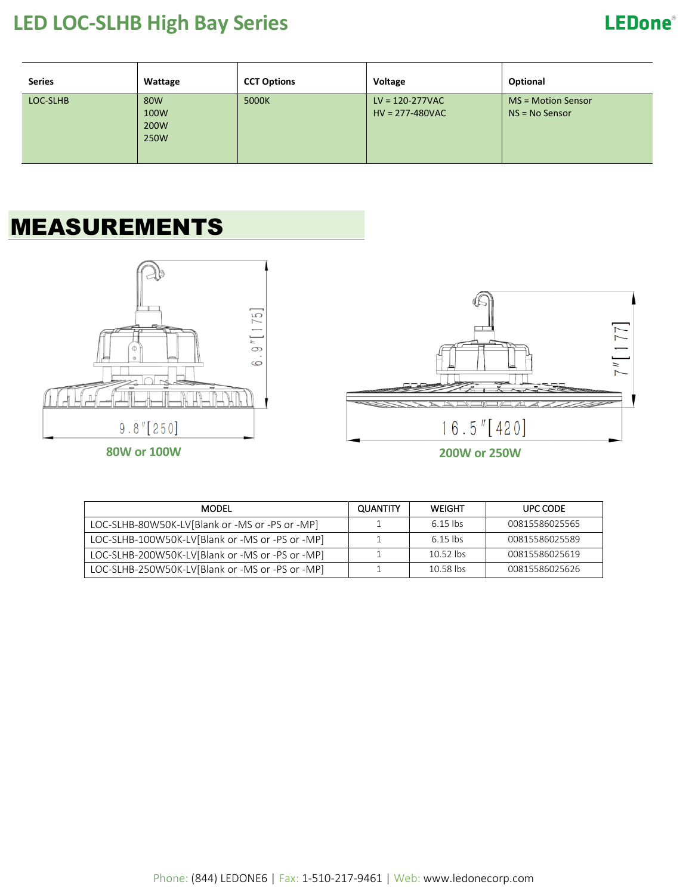# LED LOC-SLHB High Bay Series

| Series | Wattage | CCT Options | Voltage | Optional |
|---|---|---|---|---|
| LOC-SLHB | 80W<br>100W<br>200W<br>250W | 5000K | LV = 120-277VAC<br>HV = 277-480VAC | MS = Motion Sensor<br>NS = No Sensor |

## MEASUREMENTS

6.9"[175]

9.8"[250]

**80W or 100W**

7"[177]

16.5"[420]

**200W or 250W**

| MODEL | QUANTITY | WEIGHT | UPC CODE |
|---|---|---|---|
| LOC-SLHB-80W50K-LV[Blank or -MS or -PS or -MP] | 1 | 6.15 lbs | 00815586025565 |
| LOC-SLHB-100W50K-LV[Blank or -MS or -PS or -MP] | 1 | 6.15 lbs | 00815586025589 |
| LOC-SLHB-200W50K-LV[Blank or -MS or -PS or -MP] | 1 | 10.52 lbs | 00815586025619 |
| LOC-SLHB-250W50K-LV[Blank or -MS or -PS or -MP] | 1 | 10.58 lbs | 00815586025626 |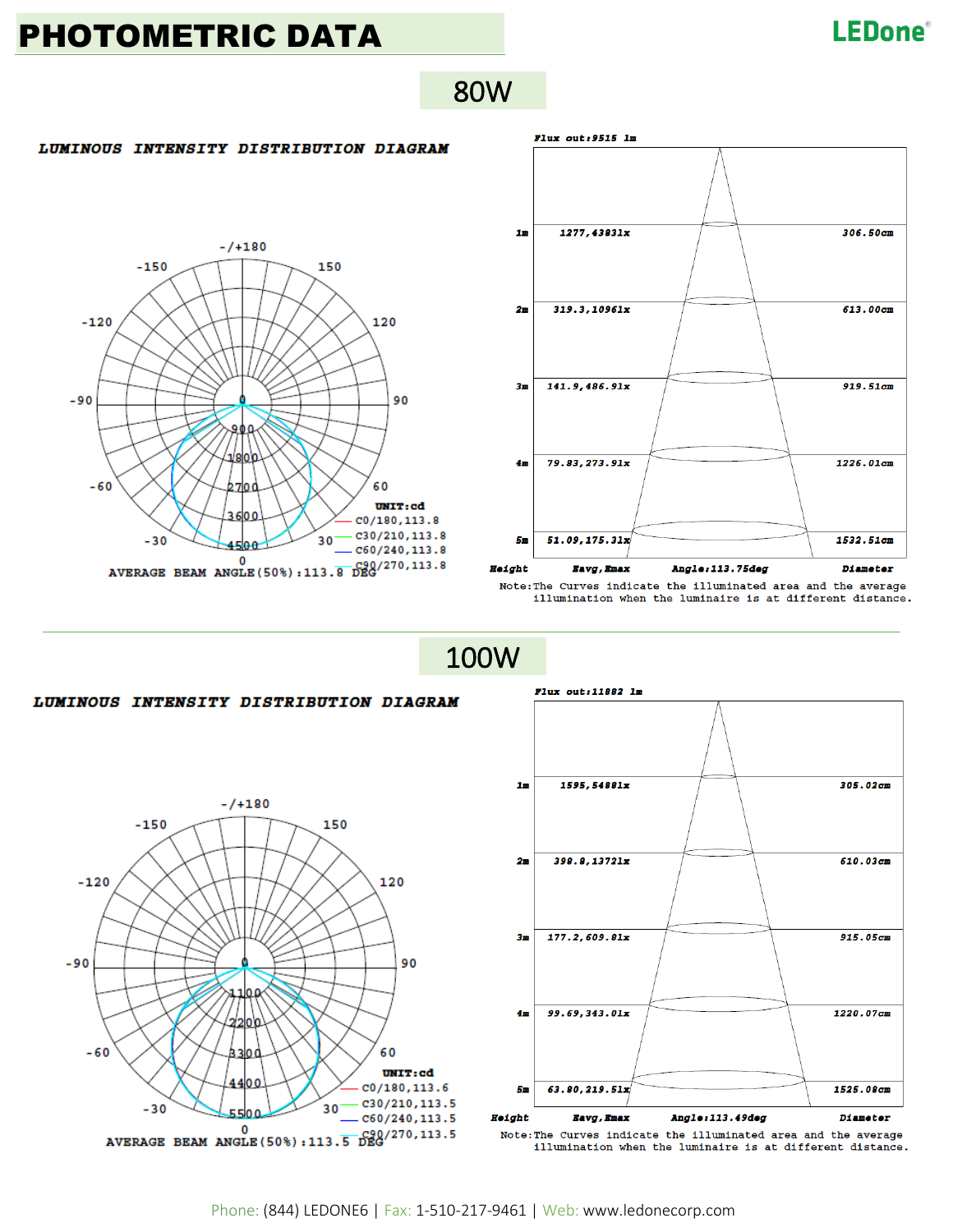# PHOTOMETRIC DATA

## 80W

**LUMINOUS INTENSITY DISTRIBUTION DIAGRAM**

UNIT:cd

- C0/180,113.8
- C30/210,113.8
- C60/240,113.8
- C90/270,113.8

AVERAGE BEAM ANGLE(50%):113.8 DEG

Flux out:9515 lm

| Height | Eavg,Emax | Diameter |
|---|---|---|
| 1m | 1277,4383lx | 306.50cm |
| 2m | 319.3,1096lx | 613.00cm |
| 3m | 141.9,486.9lx | 919.51cm |
| 4m | 79.83,273.9lx | 1226.01cm |
| 5m | 51.09,175.3lx | 1532.51cm |

Angle:113.75deg

Note:The Curves indicate the illuminated area and the average illumination when the luminaire is at different distance.

## 100W

**LUMINOUS INTENSITY DISTRIBUTION DIAGRAM**

UNIT:cd

- C0/180,113.6
- C30/210,113.5
- C60/240,113.5
- C90/270,113.5

AVERAGE BEAM ANGLE(50%):113.5 DEG

Flux out:11882 lm

| Height | Eavg,Emax | Diameter |
|---|---|---|
| 1m | 1595,5488lx | 305.02cm |
| 2m | 398.8,1372lx | 610.03cm |
| 3m | 177.2,609.8lx | 915.05cm |
| 4m | 99.69,343.0lx | 1220.07cm |
| 5m | 63.80,219.5lx | 1525.08cm |

Angle:113.49deg

Note:The Curves indicate the illuminated area and the average illumination when the luminaire is at different distance.

Phone: (844) LEDONE6 | Fax: 1-510-217-9461 | Web: www.ledonecorp.com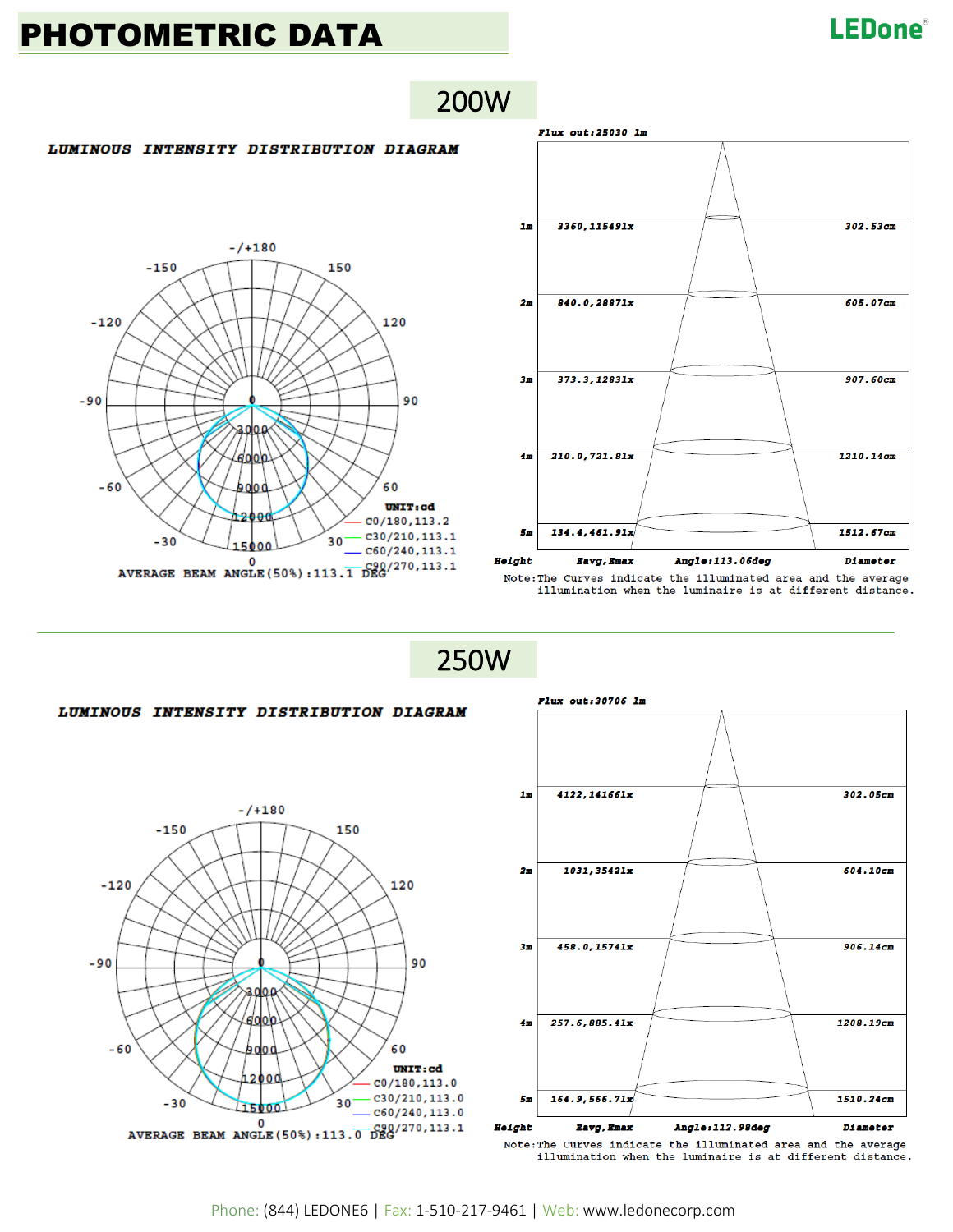# PHOTOMETRIC DATA

## 200W

**LUMINOUS INTENSITY DISTRIBUTION DIAGRAM**

UNIT:cd

- C0/180,113.2
- C30/210,113.1
- C60/240,113.1
- C90/270,113.1

AVERAGE BEAM ANGLE(50%):113.1 DEG

Flux out:25030 lm

| Height | Eavg,Emax | Diameter |
| --- | --- | --- |
| 1m | 3360,11549lx | 302.53cm |
| 2m | 840.0,2887lx | 605.07cm |
| 3m | 373.3,1283lx | 907.60cm |
| 4m | 210.0,721.8lx | 1210.14cm |
| 5m | 134.4,461.9lx | 1512.67cm |

Angle:113.06deg

Note:The Curves indicate the illuminated area and the average illumination when the luminaire is at different distance.

## 250W

**LUMINOUS INTENSITY DISTRIBUTION DIAGRAM**

UNIT:cd

- C0/180,113.0
- C30/210,113.0
- C60/240,113.0
- C90/270,113.1

AVERAGE BEAM ANGLE(50%):113.0 DEG

Flux out:30706 lm

| Height | Eavg,Emax | Diameter |
| --- | --- | --- |
| 1m | 4122,14166lx | 302.05cm |
| 2m | 1031,3542lx | 604.10cm |
| 3m | 458.0,1574lx | 906.14cm |
| 4m | 257.6,885.4lx | 1208.19cm |
| 5m | 164.9,566.7lx | 1510.24cm |

Angle:112.98deg

Note:The Curves indicate the illuminated area and the average illumination when the luminaire is at different distance.

Phone: (844) LEDONE6 | Fax: 1-510-217-9461 | Web: www.ledonecorp.com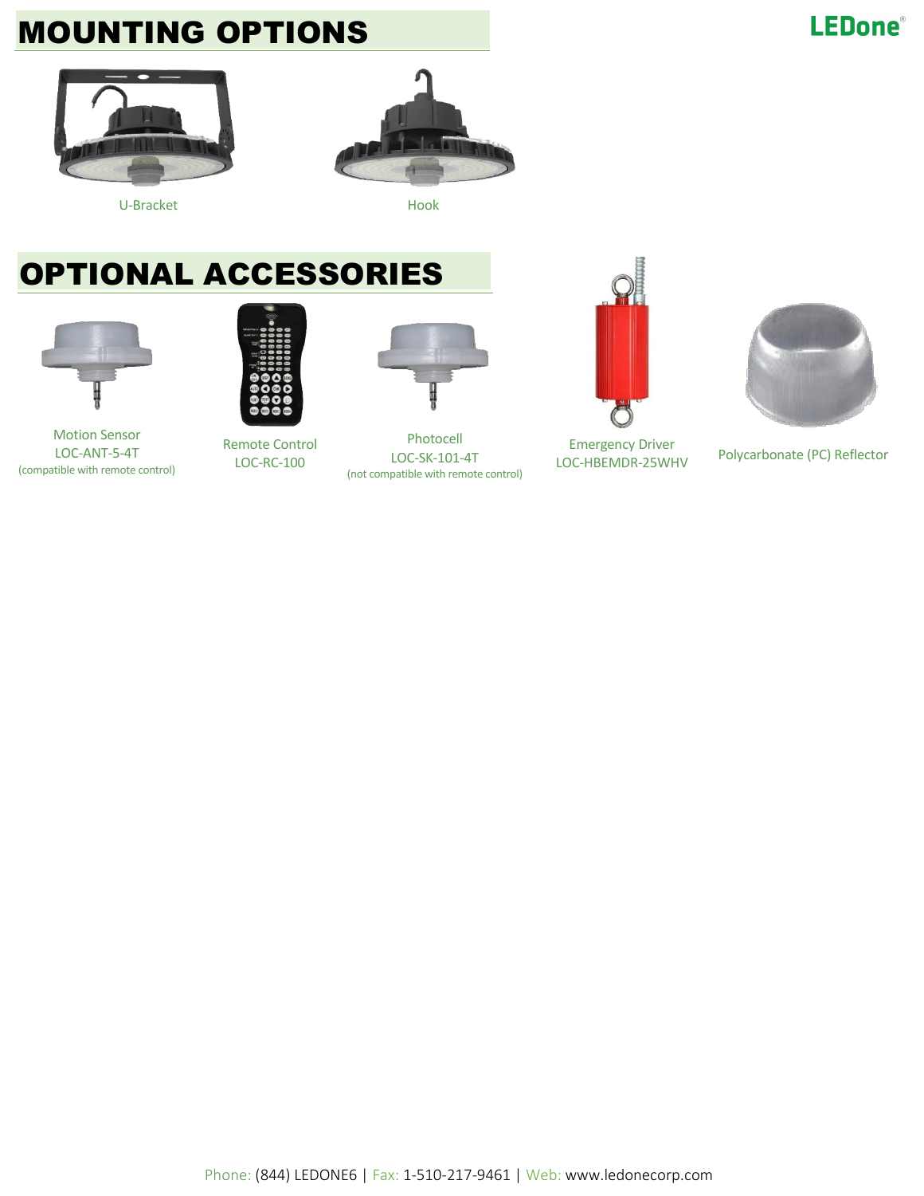# MOUNTING OPTIONS

U-Bracket

Hook

# OPTIONAL ACCESSORIES

Motion Sensor
LOC-ANT-5-4T
(compatible with remote control)

Remote Control
LOC-RC-100

Photocell
LOC-SK-101-4T
(not compatible with remote control)

Emergency Driver
LOC-HBEMDR-25WHV

Polycarbonate (PC) Reflector